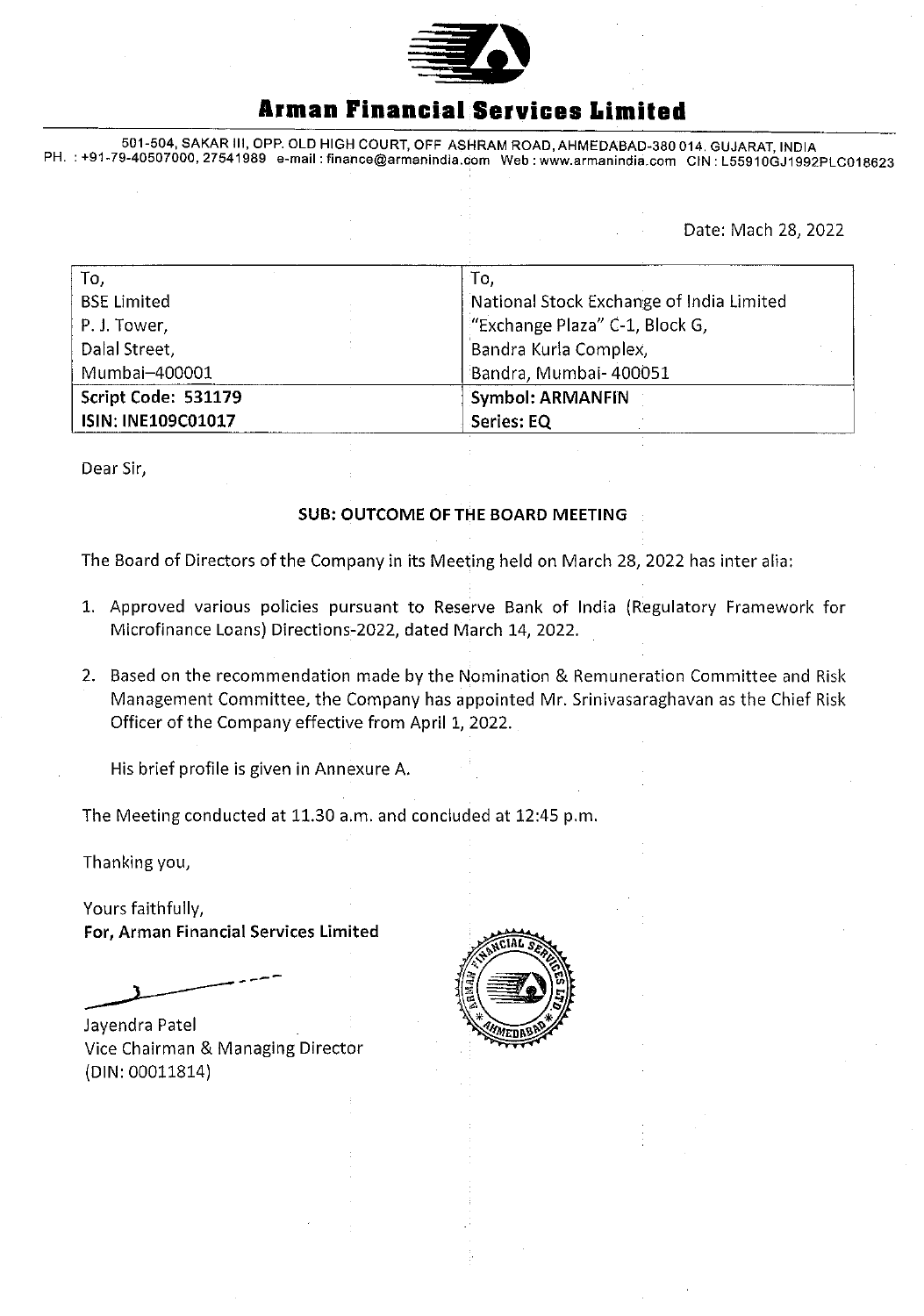# Arman Financial Services Limited

501-504, SAKAR III, OPP. OLD HIGH COURT, OFF ASHRAM ROAD, AHMEDABAD-380 014. GUJARAT, INDIA
PH. : +91-79-40507000, 27541989 e-mail : finance@armanindia.com Web : www.armanindia.com CIN : L55910GJ1992PLC018623

Date: Mach 28, 2022

| To, | To, |
| --- | --- |
| BSE Limited<br>P. J. Tower,<br>Dalal Street,<br>Mumbai–400001 | National Stock Exchange of India Limited<br>"Exchange Plaza" C-1, Block G,<br>Bandra Kurla Complex,<br>Bandra, Mumbai- 400051 |
| **Script Code: 531179**<br>**ISIN: INE109C01017** | **Symbol: ARMANFIN**<br>**Series: EQ** |

Dear Sir,

**SUB: OUTCOME OF THE BOARD MEETING**

The Board of Directors of the Company in its Meeting held on March 28, 2022 has inter alia:

1. Approved various policies pursuant to Reserve Bank of India (Regulatory Framework for Microfinance Loans) Directions-2022, dated March 14, 2022.
2. Based on the recommendation made by the Nomination & Remuneration Committee and Risk Management Committee, the Company has appointed Mr. Srinivasaraghavan as the Chief Risk Officer of the Company effective from April 1, 2022.

   His brief profile is given in Annexure A.

The Meeting conducted at 11.30 a.m. and concluded at 12:45 p.m.

Thanking you,

Yours faithfully,
**For, Arman Financial Services Limited**

Jayendra Patel
Vice Chairman & Managing Director
(DIN: 00011814)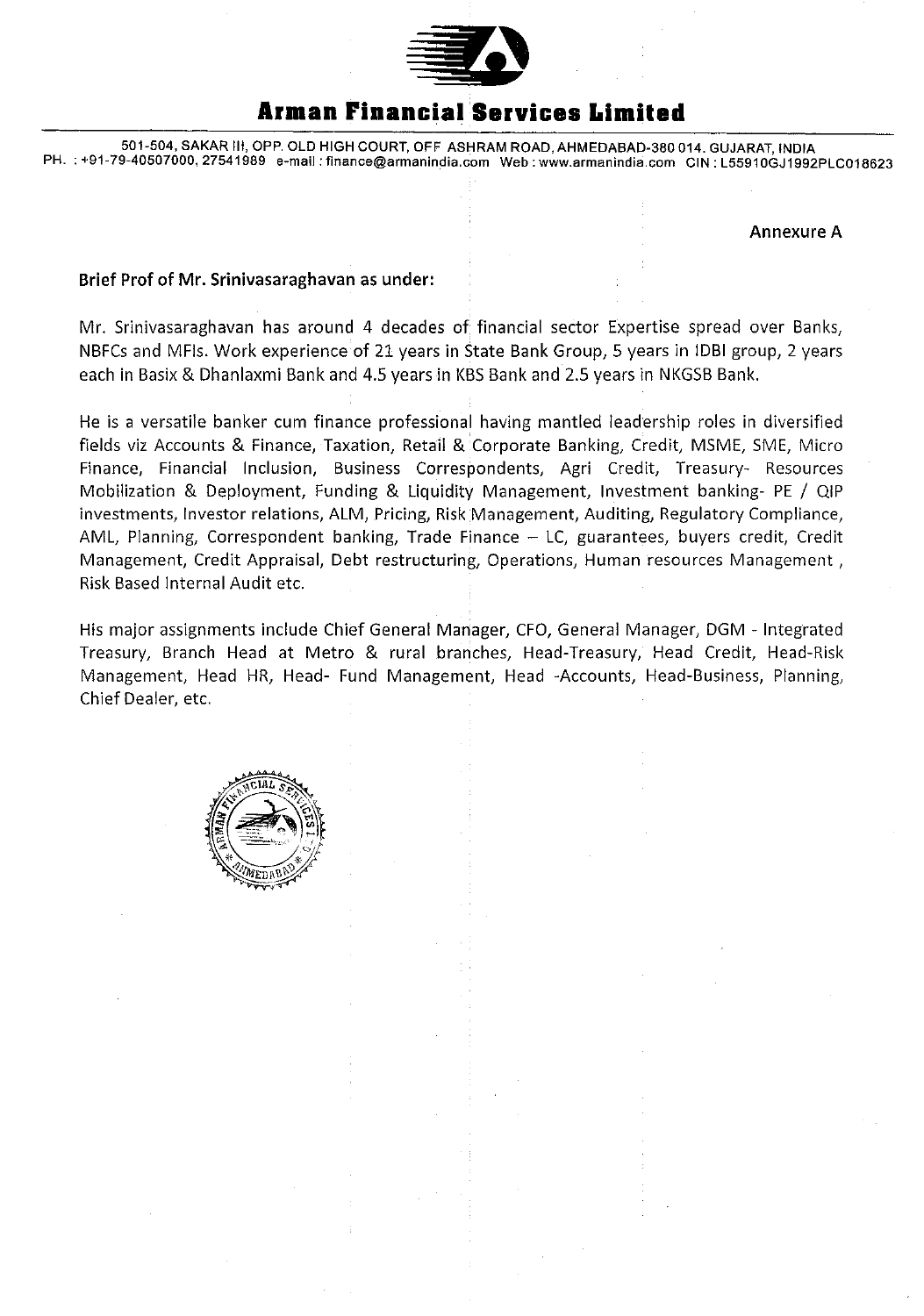# Arman Financial Services Limited

501-504, SAKAR III, OPP. OLD HIGH COURT, OFF ASHRAM ROAD, AHMEDABAD-380 014. GUJARAT, INDIA
PH. : +91-79-40507000, 27541989 e-mail : finance@armanindia.com Web : www.armanindia.com CIN : L55910GJ1992PLC018623

Annexure A

**Brief Prof of Mr. Srinivasaraghavan as under:**

Mr. Srinivasaraghavan has around 4 decades of financial sector Expertise spread over Banks, NBFCs and MFIs. Work experience of 21 years in State Bank Group, 5 years in IDBI group, 2 years each in Basix & Dhanlaxmi Bank and 4.5 years in KBS Bank and 2.5 years in NKGSB Bank.

He is a versatile banker cum finance professional having mantled leadership roles in diversified fields viz Accounts & Finance, Taxation, Retail & Corporate Banking, Credit, MSME, SME, Micro Finance, Financial Inclusion, Business Correspondents, Agri Credit, Treasury- Resources Mobilization & Deployment, Funding & Liquidity Management, Investment banking- PE / QIP investments, Investor relations, ALM, Pricing, Risk Management, Auditing, Regulatory Compliance, AML, Planning, Correspondent banking, Trade Finance – LC, guarantees, buyers credit, Credit Management, Credit Appraisal, Debt restructuring, Operations, Human resources Management , Risk Based Internal Audit etc.

His major assignments include Chief General Manager, CFO, General Manager, DGM - Integrated Treasury, Branch Head at Metro & rural branches, Head-Treasury, Head Credit, Head-Risk Management, Head HR, Head- Fund Management, Head -Accounts, Head-Business, Planning, Chief Dealer, etc.